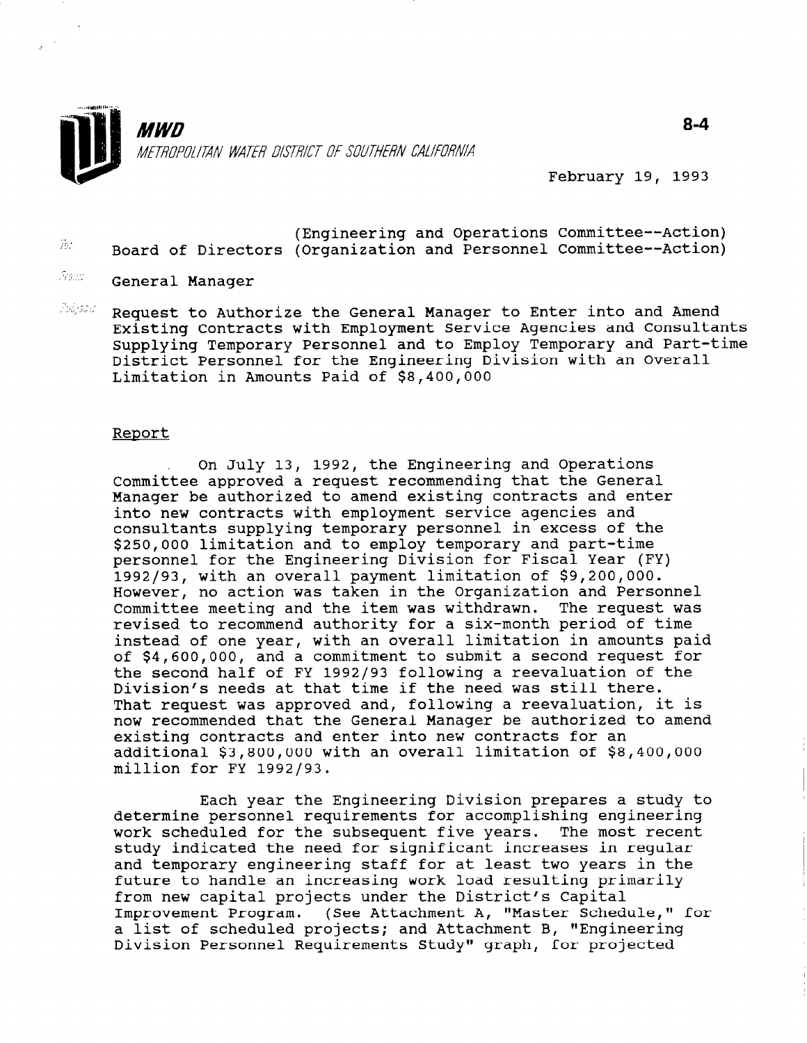**MWD**

METROPOLITAN WATER DISTRICT OF SOUTHERN CALIFORNIA

8-4

February 19, 1993

To: (Engineering and Operations Committee--Action)
Board of Directors (Organization and Personnel Committee--Action)

From: General Manager

Subject: Request to Authorize the General Manager to Enter into and Amend Existing Contracts with Employment Service Agencies and Consultants Supplying Temporary Personnel and to Employ Temporary and Part-time District Personnel for the Engineering Division with an Overall Limitation in Amounts Paid of $8,400,000

## Report

On July 13, 1992, the Engineering and Operations Committee approved a request recommending that the General Manager be authorized to amend existing contracts and enter into new contracts with employment service agencies and consultants supplying temporary personnel in excess of the $250,000 limitation and to employ temporary and part-time personnel for the Engineering Division for Fiscal Year (FY) 1992/93, with an overall payment limitation of $9,200,000. However, no action was taken in the Organization and Personnel Committee meeting and the item was withdrawn. The request was revised to recommend authority for a six-month period of time instead of one year, with an overall limitation in amounts paid of $4,600,000, and a commitment to submit a second request for the second half of FY 1992/93 following a reevaluation of the Division's needs at that time if the need was still there. That request was approved and, following a reevaluation, it is now recommended that the General Manager be authorized to amend existing contracts and enter into new contracts for an additional $3,800,000 with an overall limitation of $8,400,000 million for FY 1992/93.

Each year the Engineering Division prepares a study to determine personnel requirements for accomplishing engineering work scheduled for the subsequent five years. The most recent study indicated the need for significant increases in regular and temporary engineering staff for at least two years in the future to handle an increasing work load resulting primarily from new capital projects under the District's Capital Improvement Program. (See Attachment A, "Master Schedule," for a list of scheduled projects; and Attachment B, "Engineering Division Personnel Requirements Study" graph, for projected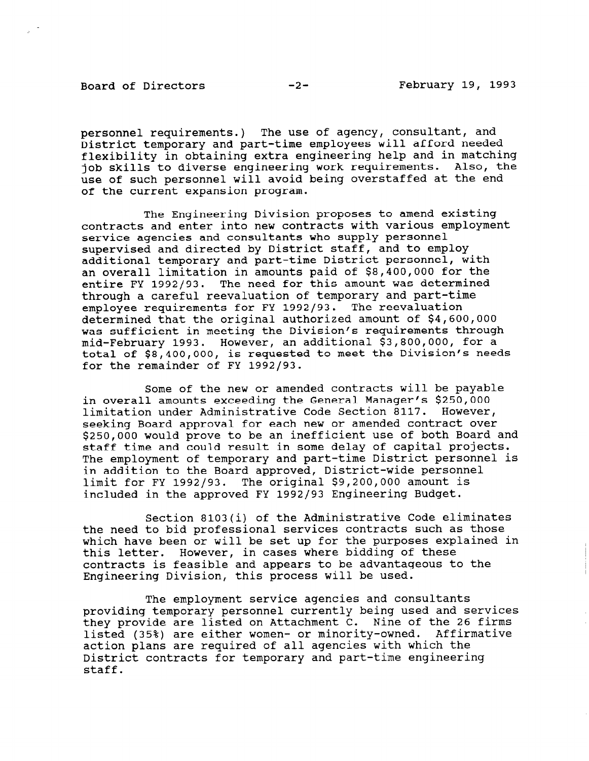personnel requirements.) The use of agency, consultant, and District temporary and part-time employees will afford needed flexibility in obtaining extra engineering help and in matching job skills to diverse engineering work requirements. Also, the use of such personnel will avoid being overstaffed at the end of the current expansion program.

The Engineering Division proposes to amend existing contracts and enter into new contracts with various employment service agencies and consultants who supply personnel supervised and directed by District staff, and to employ additional temporary and part-time District personnel, with an overall limitation in amounts paid of $8,400,000 for the entire FY 1992/93. The need for this amount was determined through a careful reevaluation of temporary and part-time employee requirements for FY 1992/93. The reevaluation determined that the original authorized amount of $4,600,000 was sufficient in meeting the Division's requirements through mid-February 1993. However, an additional $3,800,000, for a total of $8,400,000, is requested to meet the Division's needs for the remainder of FY 1992/93.

Some of the new or amended contracts will be payable in overall amounts exceeding the General Manager's $250,000 limitation under Administrative Code Section 8117. However, seeking Board approval for each new or amended contract over $250,000 would prove to be an inefficient use of both Board and staff time and could result in some delay of capital projects. The employment of temporary and part-time District personnel is in addition to the Board approved, District-wide personnel limit for FY 1992/93. The original $9,200,000 amount is included in the approved FY 1992/93 Engineering Budget.

Section 8103(i) of the Administrative Code eliminates the need to bid professional services contracts such as those which have been or will be set up for the purposes explained in this letter. However, in cases where bidding of these contracts is feasible and appears to be advantageous to the Engineering Division, this process will be used.

The employment service agencies and consultants providing temporary personnel currently being used and services they provide are listed on Attachment C. Nine of the 26 firms listed (35%) are either women- or minority-owned. Affirmative action plans are required of all agencies with which the District contracts for temporary and part-time engineering staff.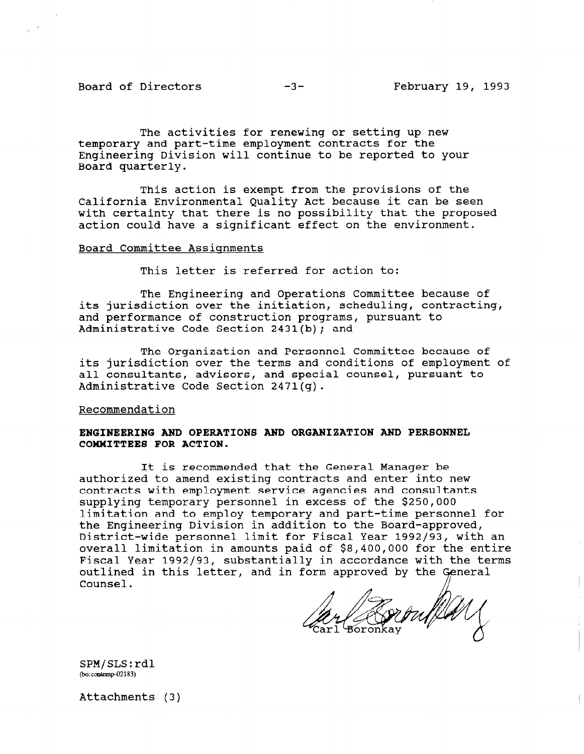The activities for renewing or setting up new temporary and part-time employment contracts for the Engineering Division will continue to be reported to your Board quarterly.

This action is exempt from the provisions of the California Environmental Quality Act because it can be seen with certainty that there is no possibility that the proposed action could have a significant effect on the environment.

Board Committee Assignments

This letter is referred for action to:

The Engineering and Operations Committee because of its jurisdiction over the initiation, scheduling, contracting, and performance of construction programs, pursuant to Administrative Code Section 2431(b); and

The Organization and Personnel Committee because of its jurisdiction over the terms and conditions of employment of all consultants, advisors, and special counsel, pursuant to Administrative Code Section 2471(g).

Recommendation

**ENGINEERING AND OPERATIONS AND ORGANIZATION AND PERSONNEL COMMITTEES FOR ACTION.**

It is recommended that the General Manager be authorized to amend existing contracts and enter into new contracts with employment service agencies and consultants supplying temporary personnel in excess of the $250,000 limitation and to employ temporary and part-time personnel for the Engineering Division in addition to the Board-approved, District-wide personnel limit for Fiscal Year 1992/93, with an overall limitation in amounts paid of $8,400,000 for the entire Fiscal Year 1992/93, substantially in accordance with the terms outlined in this letter, and in form approved by the General Counsel.

Carl Boronkay

SPM/SLS:rdl
(bo:contemp-02183)

Attachments (3)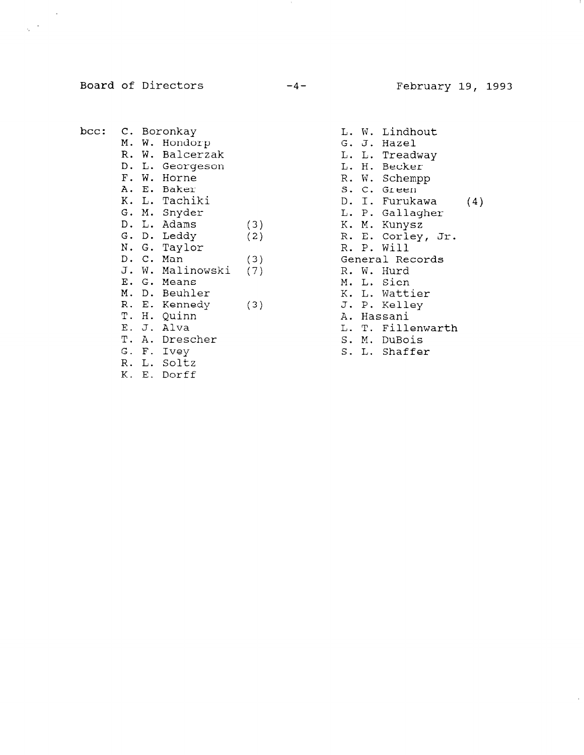bcc:

- C. Boronkay
- M. W. Hondorp
- R. W. Balcerzak
- D. L. Georgeson
- F. W. Horne
- A. E. Baker
- K. L. Tachiki
- G. M. Snyder
- D. L. Adams (3)
- G. D. Leddy (2)
- N. G. Taylor
- D. C. Man (3)
- J. W. Malinowski (7)
- E. G. Means
- M. D. Beuhler
- R. E. Kennedy (3)
- T. H. Quinn
- E. J. Alva
- T. A. Drescher
- G. F. Ivey
- R. L. Soltz
- K. E. Dorff
- L. W. Lindhout
- G. J. Hazel
- L. L. Treadway
- L. H. Becker
- R. W. Schempp
- S. C. Green
- D. I. Furukawa (4)
- L. P. Gallagher
- K. M. Kunysz
- R. E. Corley, Jr.
- R. P. Will
- General Records
- R. W. Hurd
- M. L. Sicn
- K. L. Wattier
- J. P. Kelley
- A. Hassani
- L. T. Fillenwarth
- S. M. DuBois
- S. L. Shaffer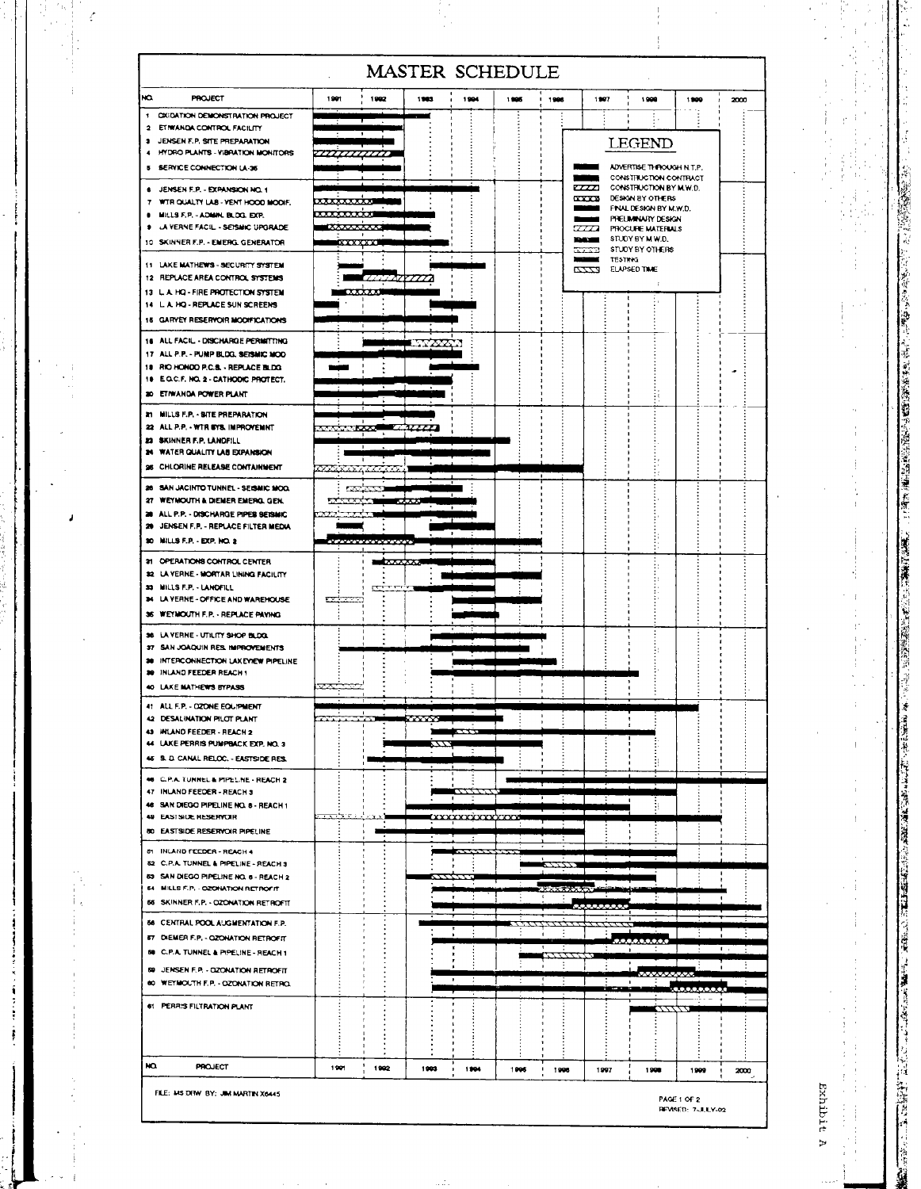# MASTER SCHEDULE

| NO. | PROJECT | 1991 | 1992 | 1993 | 1994 | 1995 | 1996 | 1997 | 1998 | 1999 | 2000 |
|---|---|---|---|---|---|---|---|---|---|---|---|
| 1 | OXIDATION DEMONSTRATION PROJECT | | | | | | | | | | |
| 2 | ETIWANDA CONTROL FACILITY | | | | | | | | | | |
| 3 | JENSEN F.P. SITE PREPARATION | | | | | | | | | | |
| 4 | HYDRO PLANTS - VIBRATION MONITORS | | | | | | | | | | |
| 5 | SERVICE CONNECTION LA-35 | | | | | | | | | | |
| 6 | JENSEN F.P. - EXPANSION NO. 1 | | | | | | | | | | |
| 7 | WTR QUALTY LAB - VENT HOOD MODIF. | | | | | | | | | | |
| 8 | MILLS F.P. - ADMIN. BLDG. EXP. | | | | | | | | | | |
| 9 | LA VERNE FACIL - SEISMIC UPGRADE | | | | | | | | | | |
| 10 | SKINNER F.P. - EMERG. GENERATOR | | | | | | | | | | |
| 11 | LAKE MATHEWS - SECURITY SYSTEM | | | | | | | | | | |
| 12 | REPLACE AREA CONTROL SYSTEMS | | | | | | | | | | |
| 13 | L.A. HQ - FIRE PROTECTION SYSTEM | | | | | | | | | | |
| 14 | L.A. HQ - REPLACE SUN SCREENS | | | | | | | | | | |
| 15 | GARVEY RESERVOIR MODIFICATIONS | | | | | | | | | | |
| 16 | ALL FACIL. - DISCHARGE PERMITTING | | | | | | | | | | |
| 17 | ALL P.P. - PUMP BLDG. SEISMIC MOD | | | | | | | | | | |
| 18 | RIO HONDO P.C.S. - REPLACE BLDG | | | | | | | | | | |
| 19 | E.O.C.F. NO. 2 - CATHODIC PROTECT. | | | | | | | | | | |
| 20 | ETIWANDA POWER PLANT | | | | | | | | | | |
| 21 | MILLS F.P. - SITE PREPARATION | | | | | | | | | | |
| 22 | ALL P.P. - WTR SYS. IMPROVEMNT | | | | | | | | | | |
| 23 | SKINNER F.P. LANDFILL | | | | | | | | | | |
| 24 | WATER QUALITY LAB EXPANSION | | | | | | | | | | |
| 25 | CHLORINE RELEASE CONTAINMENT | | | | | | | | | | |
| 26 | SAN JACINTO TUNNEL - SEISMIC MOD. | | | | | | | | | | |
| 27 | WEYMOUTH & DIEMER EMERG. GEN. | | | | | | | | | | |
| 28 | ALL P.P. - DISCHARGE PIPES SEISMIC | | | | | | | | | | |
| 29 | JENSEN F.P. - REPLACE FILTER MEDIA | | | | | | | | | | |
| 30 | MILLS F.P. - EXP. NO. 2 | | | | | | | | | | |
| 31 | OPERATIONS CONTROL CENTER | | | | | | | | | | |
| 32 | LA VERNE - MORTAR LINING FACILITY | | | | | | | | | | |
| 33 | MILLS F.P. - LANDFILL | | | | | | | | | | |
| 34 | LA VERNE - OFFICE AND WAREHOUSE | | | | | | | | | | |
| 35 | WEYMOUTH F.P. - REPLACE PAVING | | | | | | | | | | |
| 36 | LA VERNE - UTILITY SHOP BLDG. | | | | | | | | | | |
| 37 | SAN JOAQUIN RES. IMPROVEMENTS | | | | | | | | | | |
| 38 | INTERCONNECTION LAKEVIEW PIPELINE | | | | | | | | | | |
| 39 | INLAND FEEDER REACH 1 | | | | | | | | | | |
| 40 | LAKE MATHEWS BYPASS | | | | | | | | | | |
| 41 | ALL F.P. - OZONE EQUIPMENT | | | | | | | | | | |
| 42 | DESALINATION PILOT PLANT | | | | | | | | | | |
| 43 | INLAND FEEDER - REACH 2 | | | | | | | | | | |
| 44 | LAKE PERRIS PUMPBACK EXP. NO. 3 | | | | | | | | | | |
| 45 | S. D. CANAL RELOC. - EASTSIDE RES. | | | | | | | | | | |
| 46 | C.P.A. TUNNEL & PIPELINE - REACH 2 | | | | | | | | | | |
| 47 | INLAND FEEDER - REACH 3 | | | | | | | | | | |
| 48 | SAN DIEGO PIPELINE NO. 6 - REACH 1 | | | | | | | | | | |
| 49 | EASTSIDE RESERVOIR | | | | | | | | | | |
| 50 | EASTSIDE RESERVOIR PIPELINE | | | | | | | | | | |
| 51 | INLAND FEEDER - REACH 4 | | | | | | | | | | |
| 52 | C.P.A. TUNNEL & PIPELINE - REACH 3 | | | | | | | | | | |
| 53 | SAN DIEGO PIPELINE NO. 6 - REACH 2 | | | | | | | | | | |
| 54 | MILLS F.P. - OZONATION RETROFIT | | | | | | | | | | |
| 55 | SKINNER F.P. - OZONATION RETROFIT | | | | | | | | | | |
| 56 | CENTRAL POOL AUGMENTATION F.P. | | | | | | | | | | |
| 57 | DIEMER F.P. - OZONATION RETROFIT | | | | | | | | | | |
| 58 | C.P.A. TUNNEL & PIPELINE - REACH 1 | | | | | | | | | | |
| 59 | JENSEN F.P. - OZONATION RETROFIT | | | | | | | | | | |
| 60 | WEYMOUTH F.P. - OZONATION RETRO. | | | | | | | | | | |
| 61 | PERRIS FILTRATION PLANT | | | | | | | | | | |

**LEGEND**

- ADVERTISE THROUGH N.T.P.
- CONSTRUCTION CONTRACT
- CONSTRUCTION BY M.W.D.
- DESIGN BY OTHERS
- FINAL DESIGN BY M.W.D.
- PRELIMINARY DESIGN
- PROCURE MATERIALS
- STUDY BY M.W.D.
- STUDY BY OTHERS
- TESTING
- ELAPSED TIME

FILE: MS DRW BY: JIM MARTIN X6445

PAGE 1 OF 2
REVISED: 7-JULY-92

Exhibit A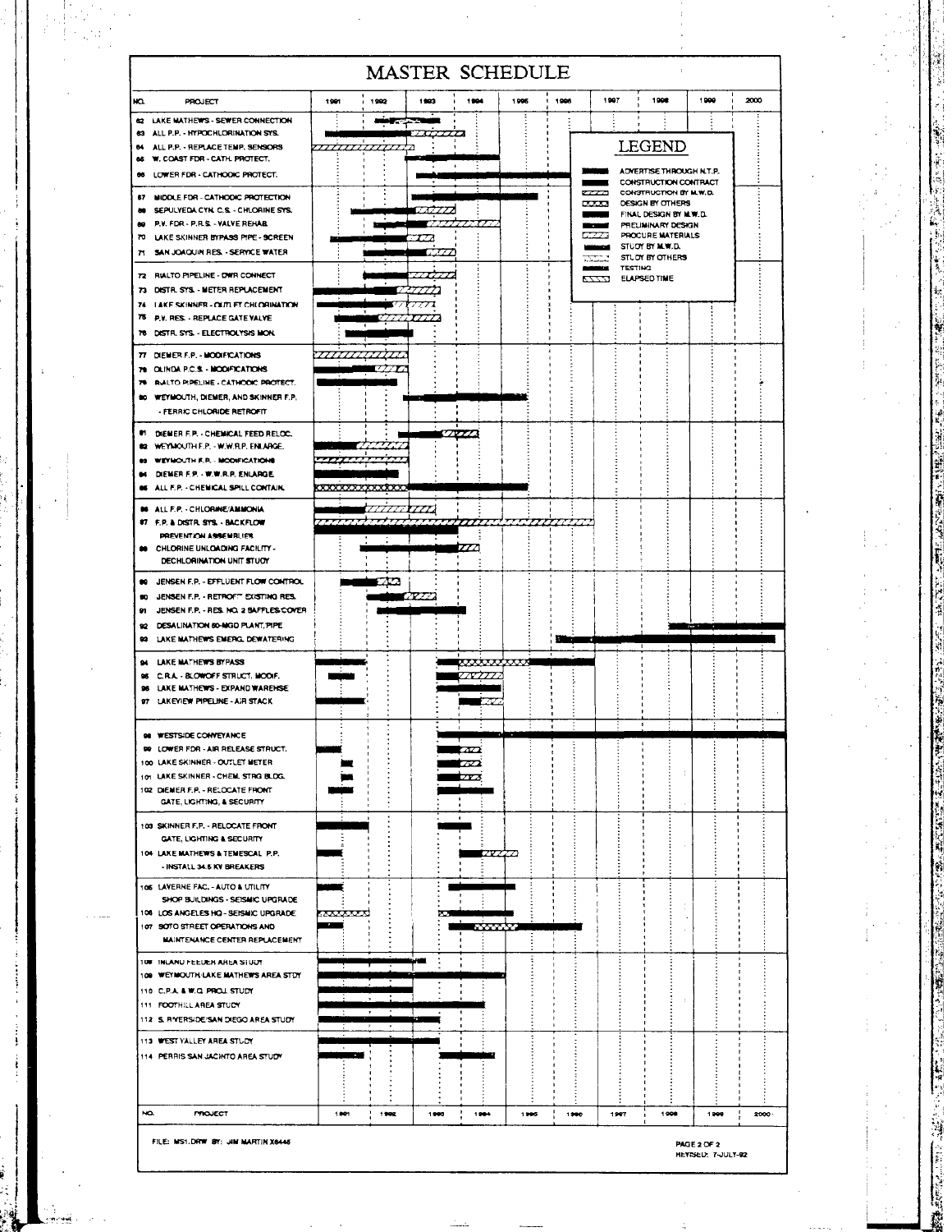# MASTER SCHEDULE

| NO. | PROJECT | 1991 | 1992 | 1993 | 1994 | 1995 | 1996 | 1997 | 1998 | 1999 | 2000 |
|---|---|---|---|---|---|---|---|---|---|---|---|
| 62 | LAKE MATHEWS - SEWER CONNECTION | | | | | | | | | | |
| 63 | ALL P.P. - HYPOCHLORINATION SYS. | | | | | | | | | | |
| 64 | ALL P.P. - REPLACE TEMP. SENSORS | | | | | | | | | | |
| 65 | W. COAST FDR - CATH. PROTECT. | | | | | | | | | | |
| 66 | LOWER FDR - CATHODIC PROTECT. | | | | | | | | | | |
| 67 | MIDDLE FDR - CATHODIC PROTECTION | | | | | | | | | | |
| 68 | SEPULVEDA CYN. C.S. - CHLORINE SYS. | | | | | | | | | | |
| 69 | P.V. FDR - P.R.S. - VALVE REHAB. | | | | | | | | | | |
| 70 | LAKE SKINNER BYPASS PIPE - SCREEN | | | | | | | | | | |
| 71 | SAN JOAQUIN RES. - SERVICE WATER | | | | | | | | | | |
| 72 | RIALTO PIPELINE - DWR CONNECT | | | | | | | | | | |
| 73 | DISTR. SYS. - METER REPLACEMENT | | | | | | | | | | |
| 74 | LAKE SKINNER - OUTLET CHLORINATION | | | | | | | | | | |
| 75 | P.V. RES. - REPLACE GATE VALVE | | | | | | | | | | |
| 76 | DISTR. SYS. - ELECTROLYSIS MON. | | | | | | | | | | |
| 77 | DIEMER F.P. - MODIFICATIONS | | | | | | | | | | |
| 78 | OLINDA P.C.S. - MODIFICATIONS | | | | | | | | | | |
| 79 | RIALTO PIPELINE - CATHODIC PROTECT. | | | | | | | | | | |
| 80 | WEYMOUTH, DIEMER, AND SKINNER F.P. - FERRIC CHLORIDE RETROFIT | | | | | | | | | | |
| 81 | DIEMER F.P. - CHEMICAL FEED RELOC. | | | | | | | | | | |
| 82 | WEYMOUTH F.P. - W.W.R.P. ENLARGE. | | | | | | | | | | |
| 83 | WEYMOUTH F.P. - MODIFICATIONS | | | | | | | | | | |
| 84 | DIEMER F.P. - W.W.R.P. ENLARGE. | | | | | | | | | | |
| 85 | ALL F.P. - CHEMICAL SPILL CONTAIN. | | | | | | | | | | |
| 86 | ALL F.P. - CHLORINE/AMMONIA | | | | | | | | | | |
| 87 | F.P. & DISTR. SYS. - BACKFLOW PREVENTION ASSEMBLIES | | | | | | | | | | |
| 88 | CHLORINE UNLOADING FACILITY - DECHLORINATION UNIT STUDY | | | | | | | | | | |
| 89 | JENSEN F.P. - EFFLUENT FLOW CONTROL | | | | | | | | | | |
| 90 | JENSEN F.P. - RETROFIT EXISTING RES. | | | | | | | | | | |
| 91 | JENSEN F.P. - RES. NO. 2 BAFFLES/COVER | | | | | | | | | | |
| 92 | DESALINATION 60-MGD PLANT/PIPE | | | | | | | | | | |
| 93 | LAKE MATHEWS EMERG. DEWATERING | | | | | | | | | | |
| 94 | LAKE MATHEWS BYPASS | | | | | | | | | | |
| 95 | C.R.A. - BLOWOFF STRUCT. MODIF. | | | | | | | | | | |
| 96 | LAKE MATHEWS - EXPAND WAREHSE | | | | | | | | | | |
| 97 | LAKEVIEW PIPELINE - AIR STACK | | | | | | | | | | |
| 98 | WESTSIDE CONVEYANCE | | | | | | | | | | |
| 99 | LOWER FDR - AIR RELEASE STRUCT. | | | | | | | | | | |
| 100 | LAKE SKINNER - OUTLET METER | | | | | | | | | | |
| 101 | LAKE SKINNER - CHEM. STRG BLDG. | | | | | | | | | | |
| 102 | DIEMER F.P. - RELOCATE FRONT GATE, LIGHTING, & SECURITY | | | | | | | | | | |
| 103 | SKINNER F.P. - RELOCATE FRONT GATE, LIGHTING & SECURITY | | | | | | | | | | |
| 104 | LAKE MATHEWS & TEMESCAL P.P. - INSTALL 34.5 KV BREAKERS | | | | | | | | | | |
| 105 | LAVERNE FAC. - AUTO & UTILITY SHOP BUILDINGS - SEISMIC UPGRADE | | | | | | | | | | |
| 106 | LOS ANGELES HQ - SEISMIC UPGRADE | | | | | | | | | | |
| 107 | SOTO STREET OPERATIONS AND MAINTENANCE CENTER REPLACEMENT | | | | | | | | | | |
| 108 | INLAND FEEDER AREA STUDY | | | | | | | | | | |
| 109 | WEYMOUTH/LAKE MATHEWS AREA STDY | | | | | | | | | | |
| 110 | C.P.A. & W.Q. PROJ. STUDY | | | | | | | | | | |
| 111 | FOOTHILL AREA STUDY | | | | | | | | | | |
| 112 | S. RIVERSIDE/SAN DIEGO AREA STUDY | | | | | | | | | | |
| 113 | WEST VALLEY AREA STUDY | | | | | | | | | | |
| 114 | PERRIS/SAN JACINTO AREA STUDY | | | | | | | | | | |

**LEGEND**

- ADVERTISE THROUGH N.T.P.
- CONSTRUCTION CONTRACT
- CONSTRUCTION BY M.W.D.
- DESIGN BY OTHERS
- FINAL DESIGN BY M.W.D.
- PRELIMINARY DESIGN
- PROCURE MATERIALS
- STUDY BY M.W.D.
- STUDY BY OTHERS
- TESTING
- ELAPSED TIME

FILE: MS1.DRW BY: JIM MARTIN X6446

PAGE 2 OF 2
REVISED: 7-JULY-92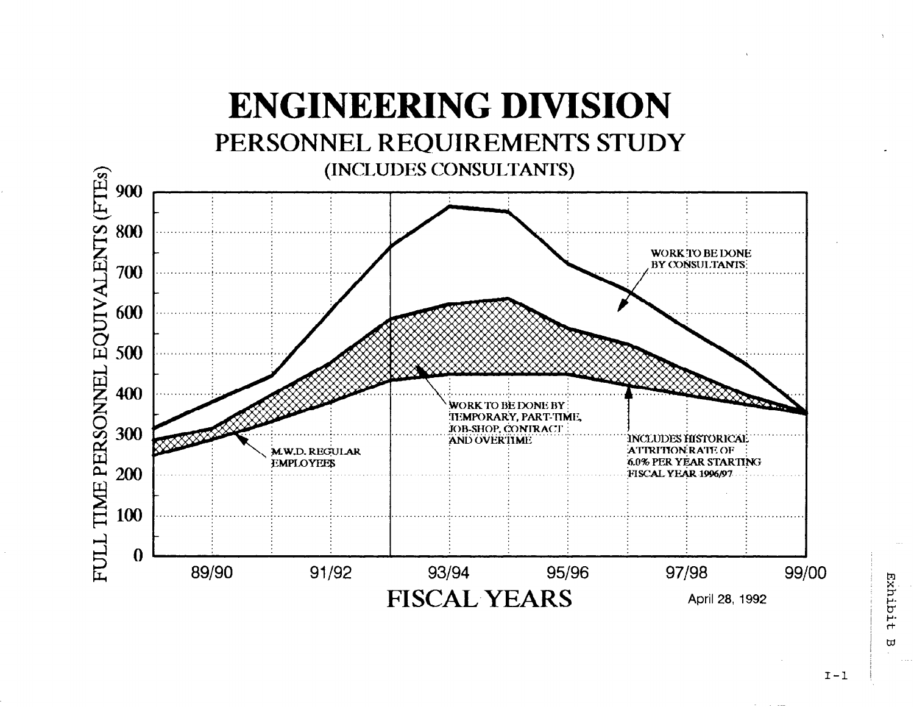# ENGINEERING DIVISION

## PERSONNEL REQUIREMENTS STUDY

(INCLUDES CONSULTANTS)

FULL TIME PERSONNEL EQUIVALENTS (FTEs)

900
800
700
600
500
400
300
200
100
0

89/90 91/92 93/94 95/96 97/98 99/00

WORK TO BE DONE BY CONSULTANTS

WORK TO BE DONE BY TEMPORARY, PART-TIME, JOB-SHOP, CONTRACT AND OVERTIME

M.W.D. REGULAR EMPLOYEES

INCLUDES HISTORICAL ATTRITION RATE OF 6.0% PER YEAR STARTING FISCAL YEAR 1996/97

FISCAL YEARS

April 28, 1992

Exhibit B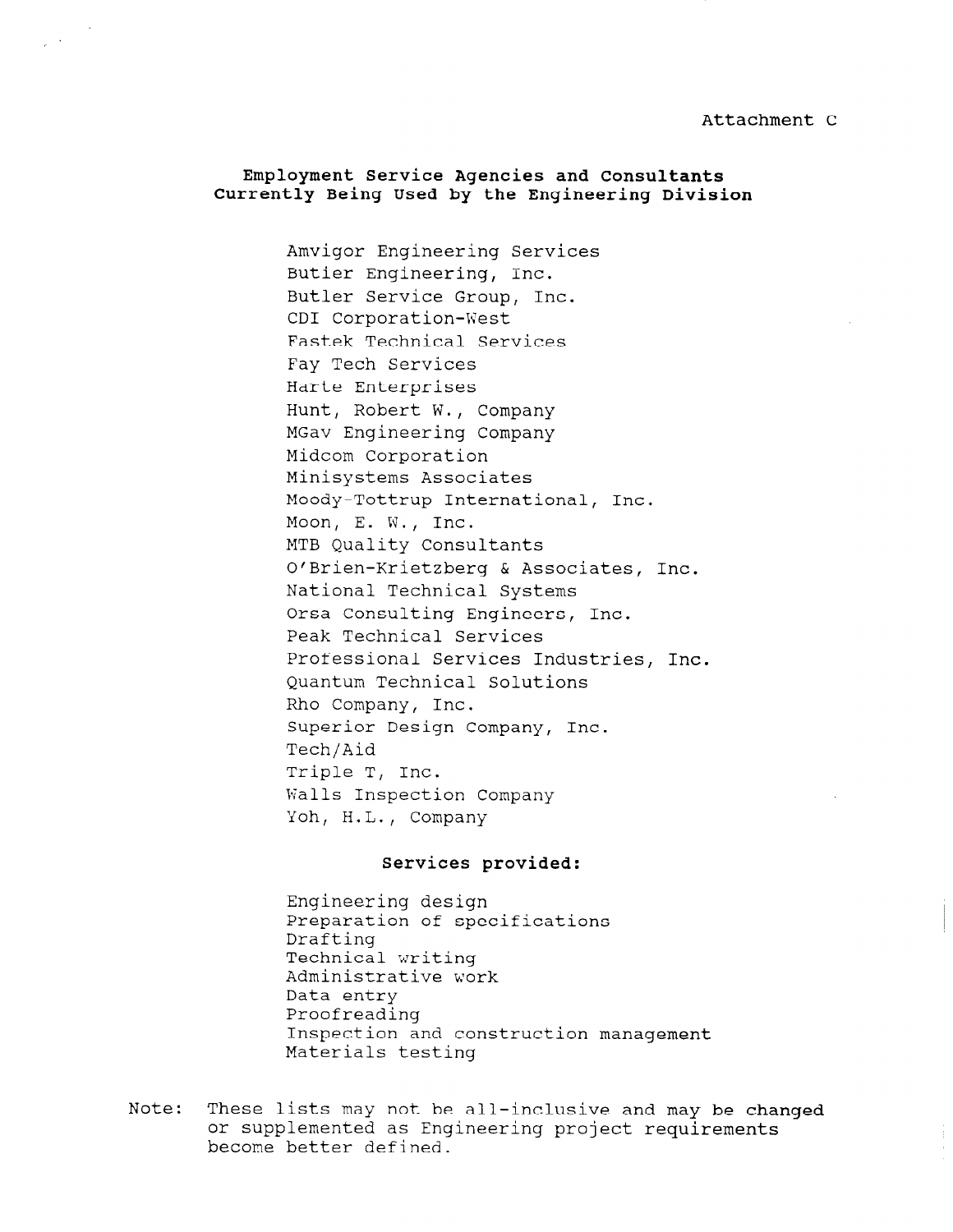Attachment C

## Employment Service Agencies and Consultants Currently Being Used by the Engineering Division

Amvigor Engineering Services
Butler Engineering, Inc.
Butler Service Group, Inc.
CDI Corporation-West
Fastek Technical Services
Fay Tech Services
Harte Enterprises
Hunt, Robert W., Company
MGav Engineering Company
Midcom Corporation
Minisystems Associates
Moody-Tottrup International, Inc.
Moon, E. W., Inc.
MTB Quality Consultants
O'Brien-Krietzberg & Associates, Inc.
National Technical Systems
Orsa Consulting Engineers, Inc.
Peak Technical Services
Professional Services Industries, Inc.
Quantum Technical Solutions
Rho Company, Inc.
Superior Design Company, Inc.
Tech/Aid
Triple T, Inc.
Walls Inspection Company
Yoh, H.L., Company

### Services provided:

Engineering design
Preparation of specifications
Drafting
Technical writing
Administrative work
Data entry
Proofreading
Inspection and construction management
Materials testing

Note: These lists may not be all-inclusive and may be changed or supplemented as Engineering project requirements become better defined.